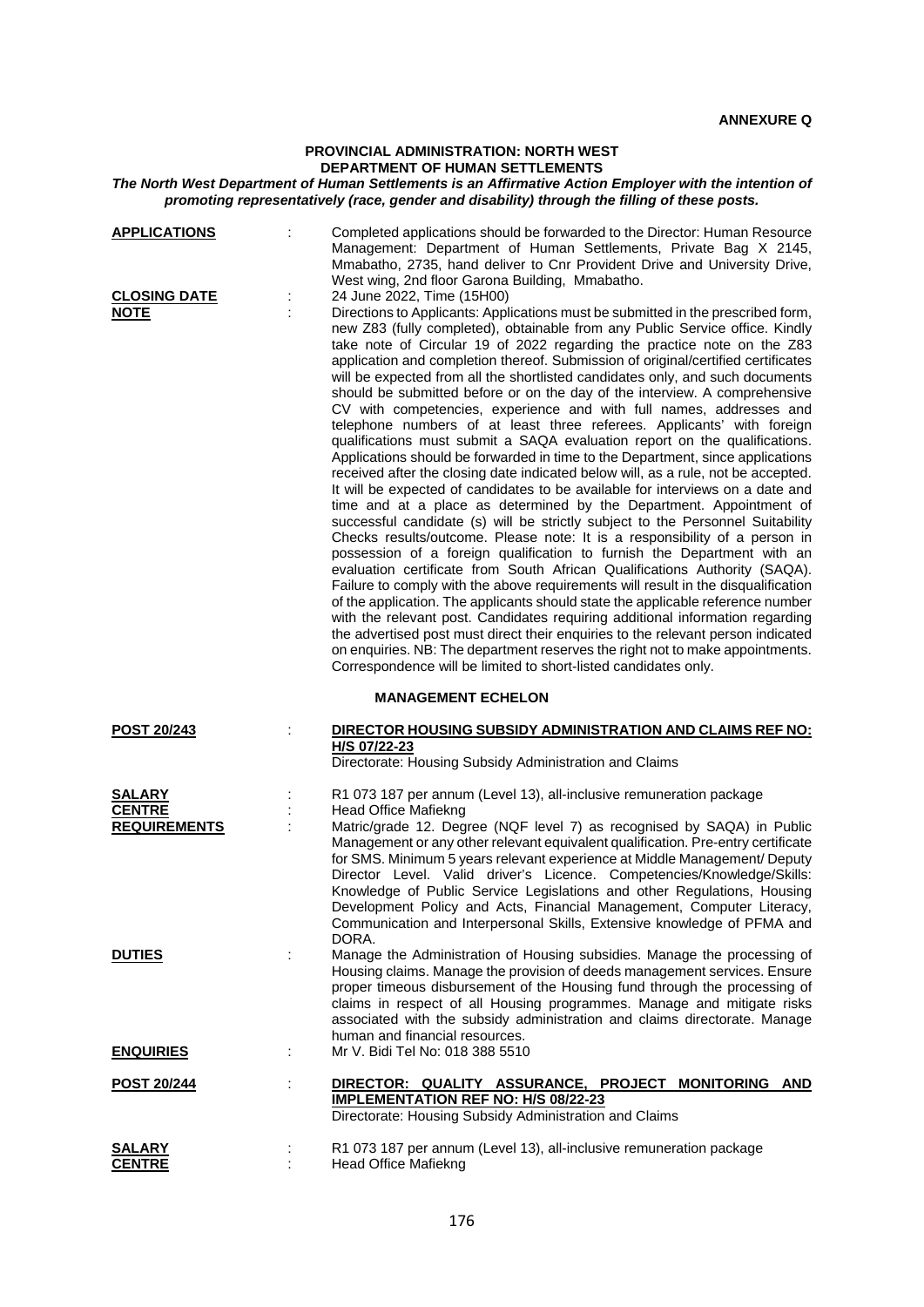**ANNEXURE Q**

**PROVINCIAL ADMINISTRATION: NORTH WEST**
**DEPARTMENT OF HUMAN SETTLEMENTS**

***The North West Department of Human Settlements is an Affirmative Action Employer with the intention of promoting representatively (race, gender and disability) through the filling of these posts.***

| | | |
|---|---|---|
| **APPLICATIONS** | : | Completed applications should be forwarded to the Director: Human Resource Management: Department of Human Settlements, Private Bag X 2145, Mmabatho, 2735, hand deliver to Cnr Provident Drive and University Drive, West wing, 2nd floor Garona Building, Mmabatho. |
| **CLOSING DATE** | : | 24 June 2022, Time (15H00) |
| **NOTE** | : | Directions to Applicants: Applications must be submitted in the prescribed form, new Z83 (fully completed), obtainable from any Public Service office. Kindly take note of Circular 19 of 2022 regarding the practice note on the Z83 application and completion thereof. Submission of original/certified certificates will be expected from all the shortlisted candidates only, and such documents should be submitted before or on the day of the interview. A comprehensive CV with competencies, experience and with full names, addresses and telephone numbers of at least three referees. Applicants' with foreign qualifications must submit a SAQA evaluation report on the qualifications. Applications should be forwarded in time to the Department, since applications received after the closing date indicated below will, as a rule, not be accepted. It will be expected of candidates to be available for interviews on a date and time and at a place as determined by the Department. Appointment of successful candidate (s) will be strictly subject to the Personnel Suitability Checks results/outcome. Please note: It is a responsibility of a person in possession of a foreign qualification to furnish the Department with an evaluation certificate from South African Qualifications Authority (SAQA). Failure to comply with the above requirements will result in the disqualification of the application. The applicants should state the applicable reference number with the relevant post. Candidates requiring additional information regarding the advertised post must direct their enquiries to the relevant person indicated on enquiries. NB: The department reserves the right not to make appointments. Correspondence will be limited to short-listed candidates only. |

## MANAGEMENT ECHELON

| | | |
|---|---|---|
| **POST 20/243** | : | **DIRECTOR HOUSING SUBSIDY ADMINISTRATION AND CLAIMS REF NO: H/S 07/22-23**<br>Directorate: Housing Subsidy Administration and Claims |
| **SALARY** | : | R1 073 187 per annum (Level 13), all-inclusive remuneration package |
| **CENTRE** | : | Head Office Mafiekng |
| **REQUIREMENTS** | : | Matric/grade 12. Degree (NQF level 7) as recognised by SAQA) in Public Management or any other relevant equivalent qualification. Pre-entry certificate for SMS. Minimum 5 years relevant experience at Middle Management/ Deputy Director Level. Valid driver's Licence. Competencies/Knowledge/Skills: Knowledge of Public Service Legislations and other Regulations, Housing Development Policy and Acts, Financial Management, Computer Literacy, Communication and Interpersonal Skills, Extensive knowledge of PFMA and DORA. |
| **DUTIES** | : | Manage the Administration of Housing subsidies. Manage the processing of Housing claims. Manage the provision of deeds management services. Ensure proper timeous disbursement of the Housing fund through the processing of claims in respect of all Housing programmes. Manage and mitigate risks associated with the subsidy administration and claims directorate. Manage human and financial resources. |
| **ENQUIRIES** | : | Mr V. Bidi Tel No: 018 388 5510 |

| | | |
|---|---|---|
| **POST 20/244** | : | **DIRECTOR: QUALITY ASSURANCE, PROJECT MONITORING AND IMPLEMENTATION REF NO: H/S 08/22-23**<br>Directorate: Housing Subsidy Administration and Claims |
| **SALARY** | : | R1 073 187 per annum (Level 13), all-inclusive remuneration package |
| **CENTRE** | : | Head Office Mafiekng |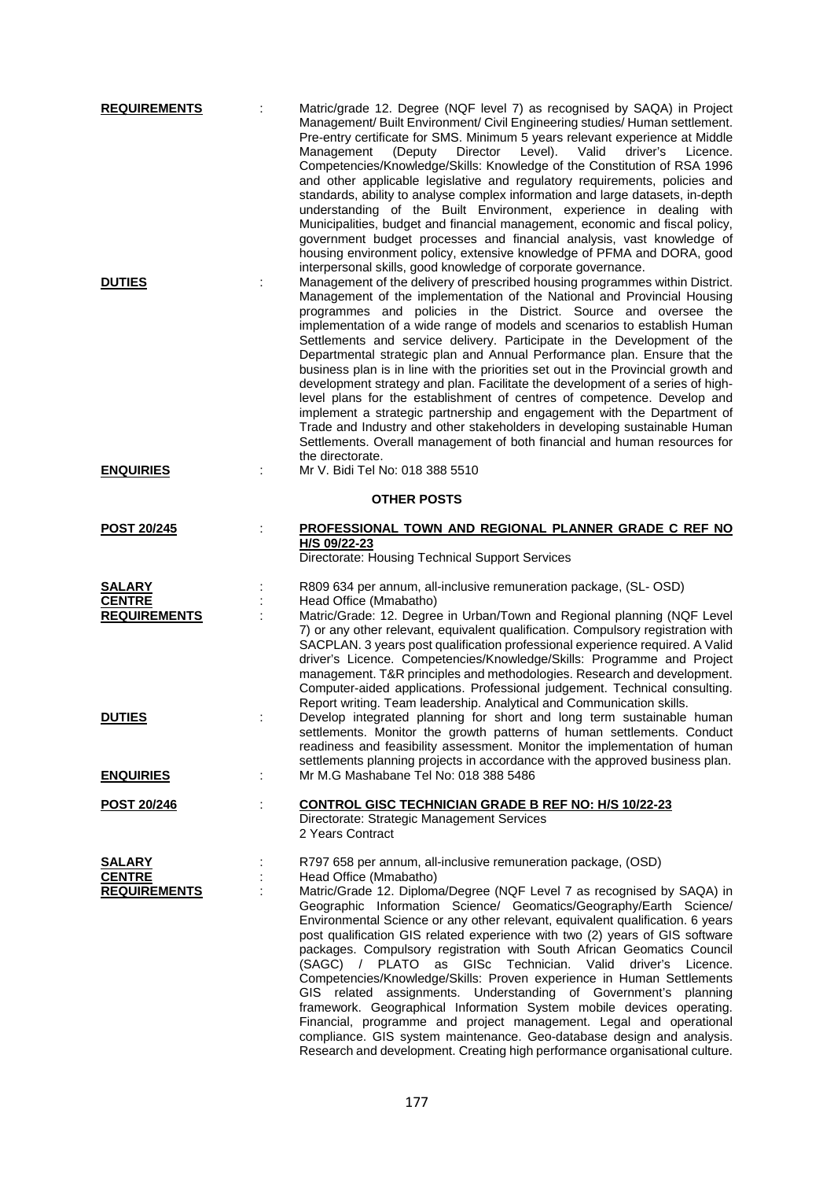**REQUIREMENTS** : Matric/grade 12. Degree (NQF level 7) as recognised by SAQA) in Project Management/ Built Environment/ Civil Engineering studies/ Human settlement. Pre-entry certificate for SMS. Minimum 5 years relevant experience at Middle Management (Deputy Director Level). Valid driver's Licence. Competencies/Knowledge/Skills: Knowledge of the Constitution of RSA 1996 and other applicable legislative and regulatory requirements, policies and standards, ability to analyse complex information and large datasets, in-depth understanding of the Built Environment, experience in dealing with Municipalities, budget and financial management, economic and fiscal policy, government budget processes and financial analysis, vast knowledge of housing environment policy, extensive knowledge of PFMA and DORA, good interpersonal skills, good knowledge of corporate governance.

**DUTIES** : Management of the delivery of prescribed housing programmes within District. Management of the implementation of the National and Provincial Housing programmes and policies in the District. Source and oversee the implementation of a wide range of models and scenarios to establish Human Settlements and service delivery. Participate in the Development of the Departmental strategic plan and Annual Performance plan. Ensure that the business plan is in line with the priorities set out in the Provincial growth and development strategy and plan. Facilitate the development of a series of high-level plans for the establishment of centres of competence. Develop and implement a strategic partnership and engagement with the Department of Trade and Industry and other stakeholders in developing sustainable Human Settlements. Overall management of both financial and human resources for the directorate.

**ENQUIRIES** : Mr V. Bidi Tel No: 018 388 5510

## OTHER POSTS

**POST 20/245** : **PROFESSIONAL TOWN AND REGIONAL PLANNER GRADE C REF NO H/S 09/22-23**
Directorate: Housing Technical Support Services

**SALARY** : R809 634 per annum, all-inclusive remuneration package, (SL- OSD)

**CENTRE** : Head Office (Mmabatho)

**REQUIREMENTS** : Matric/Grade: 12. Degree in Urban/Town and Regional planning (NQF Level 7) or any other relevant, equivalent qualification. Compulsory registration with SACPLAN. 3 years post qualification professional experience required. A Valid driver's Licence. Competencies/Knowledge/Skills: Programme and Project management. T&R principles and methodologies. Research and development. Computer-aided applications. Professional judgement. Technical consulting. Report writing. Team leadership. Analytical and Communication skills.

**DUTIES** : Develop integrated planning for short and long term sustainable human settlements. Monitor the growth patterns of human settlements. Conduct readiness and feasibility assessment. Monitor the implementation of human settlements planning projects in accordance with the approved business plan.

**ENQUIRIES** : Mr M.G Mashabane Tel No: 018 388 5486

**POST 20/246** : **CONTROL GISC TECHNICIAN GRADE B REF NO: H/S 10/22-23**
Directorate: Strategic Management Services
2 Years Contract

**SALARY** : R797 658 per annum, all-inclusive remuneration package, (OSD)

**CENTRE** : Head Office (Mmabatho)

**REQUIREMENTS** : Matric/Grade 12. Diploma/Degree (NQF Level 7 as recognised by SAQA) in Geographic Information Science/ Geomatics/Geography/Earth Science/ Environmental Science or any other relevant, equivalent qualification. 6 years post qualification GIS related experience with two (2) years of GIS software packages. Compulsory registration with South African Geomatics Council (SAGC) / PLATO as GISc Technician. Valid driver's Licence. Competencies/Knowledge/Skills: Proven experience in Human Settlements GIS related assignments. Understanding of Government's planning framework. Geographical Information System mobile devices operating. Financial, programme and project management. Legal and operational compliance. GIS system maintenance. Geo-database design and analysis. Research and development. Creating high performance organisational culture.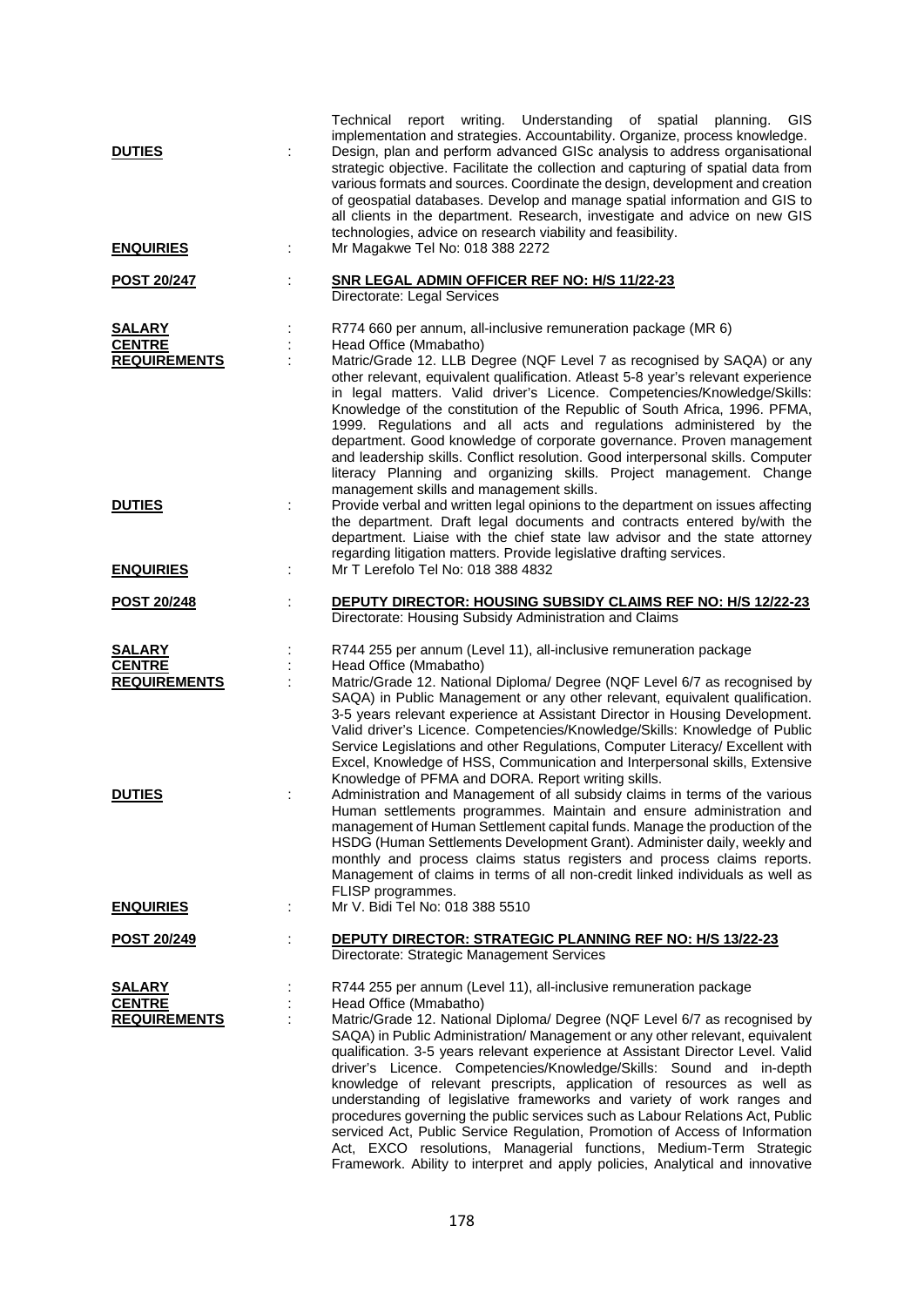Technical report writing. Understanding of spatial planning. GIS implementation and strategies. Accountability. Organize, process knowledge.

**DUTIES** : Design, plan and perform advanced GISc analysis to address organisational strategic objective. Facilitate the collection and capturing of spatial data from various formats and sources. Coordinate the design, development and creation of geospatial databases. Develop and manage spatial information and GIS to all clients in the department. Research, investigate and advice on new GIS technologies, advice on research viability and feasibility.

**ENQUIRIES** : Mr Magakwe Tel No: 018 388 2272

**POST 20/247** : **SNR LEGAL ADMIN OFFICER REF NO: H/S 11/22-23**
Directorate: Legal Services

**SALARY** : R774 660 per annum, all-inclusive remuneration package (MR 6)

**CENTRE** : Head Office (Mmabatho)

**REQUIREMENTS** : Matric/Grade 12. LLB Degree (NQF Level 7 as recognised by SAQA) or any other relevant, equivalent qualification. Atleast 5-8 year's relevant experience in legal matters. Valid driver's Licence. Competencies/Knowledge/Skills: Knowledge of the constitution of the Republic of South Africa, 1996. PFMA, 1999. Regulations and all acts and regulations administered by the department. Good knowledge of corporate governance. Proven management and leadership skills. Conflict resolution. Good interpersonal skills. Computer literacy Planning and organizing skills. Project management. Change management skills and management skills.

**DUTIES** : Provide verbal and written legal opinions to the department on issues affecting the department. Draft legal documents and contracts entered by/with the department. Liaise with the chief state law advisor and the state attorney regarding litigation matters. Provide legislative drafting services.

**ENQUIRIES** : Mr T Lerefolo Tel No: 018 388 4832

**POST 20/248** : **DEPUTY DIRECTOR: HOUSING SUBSIDY CLAIMS REF NO: H/S 12/22-23**
Directorate: Housing Subsidy Administration and Claims

**SALARY** : R744 255 per annum (Level 11), all-inclusive remuneration package

**CENTRE** : Head Office (Mmabatho)

**REQUIREMENTS** : Matric/Grade 12. National Diploma/ Degree (NQF Level 6/7 as recognised by SAQA) in Public Management or any other relevant, equivalent qualification. 3-5 years relevant experience at Assistant Director in Housing Development. Valid driver's Licence. Competencies/Knowledge/Skills: Knowledge of Public Service Legislations and other Regulations, Computer Literacy/ Excellent with Excel, Knowledge of HSS, Communication and Interpersonal skills, Extensive Knowledge of PFMA and DORA. Report writing skills.

**DUTIES** : Administration and Management of all subsidy claims in terms of the various Human settlements programmes. Maintain and ensure administration and management of Human Settlement capital funds. Manage the production of the HSDG (Human Settlements Development Grant). Administer daily, weekly and monthly and process claims status registers and process claims reports. Management of claims in terms of all non-credit linked individuals as well as FLISP programmes.

**ENQUIRIES** : Mr V. Bidi Tel No: 018 388 5510

**POST 20/249** : **DEPUTY DIRECTOR: STRATEGIC PLANNING REF NO: H/S 13/22-23**
Directorate: Strategic Management Services

**SALARY** : R744 255 per annum (Level 11), all-inclusive remuneration package

**CENTRE** : Head Office (Mmabatho)

**REQUIREMENTS** : Matric/Grade 12. National Diploma/ Degree (NQF Level 6/7 as recognised by SAQA) in Public Administration/ Management or any other relevant, equivalent qualification. 3-5 years relevant experience at Assistant Director Level. Valid driver's Licence. Competencies/Knowledge/Skills: Sound and in-depth knowledge of relevant prescripts, application of resources as well as understanding of legislative frameworks and variety of work ranges and procedures governing the public services such as Labour Relations Act, Public serviced Act, Public Service Regulation, Promotion of Access of Information Act, EXCO resolutions, Managerial functions, Medium-Term Strategic Framework. Ability to interpret and apply policies, Analytical and innovative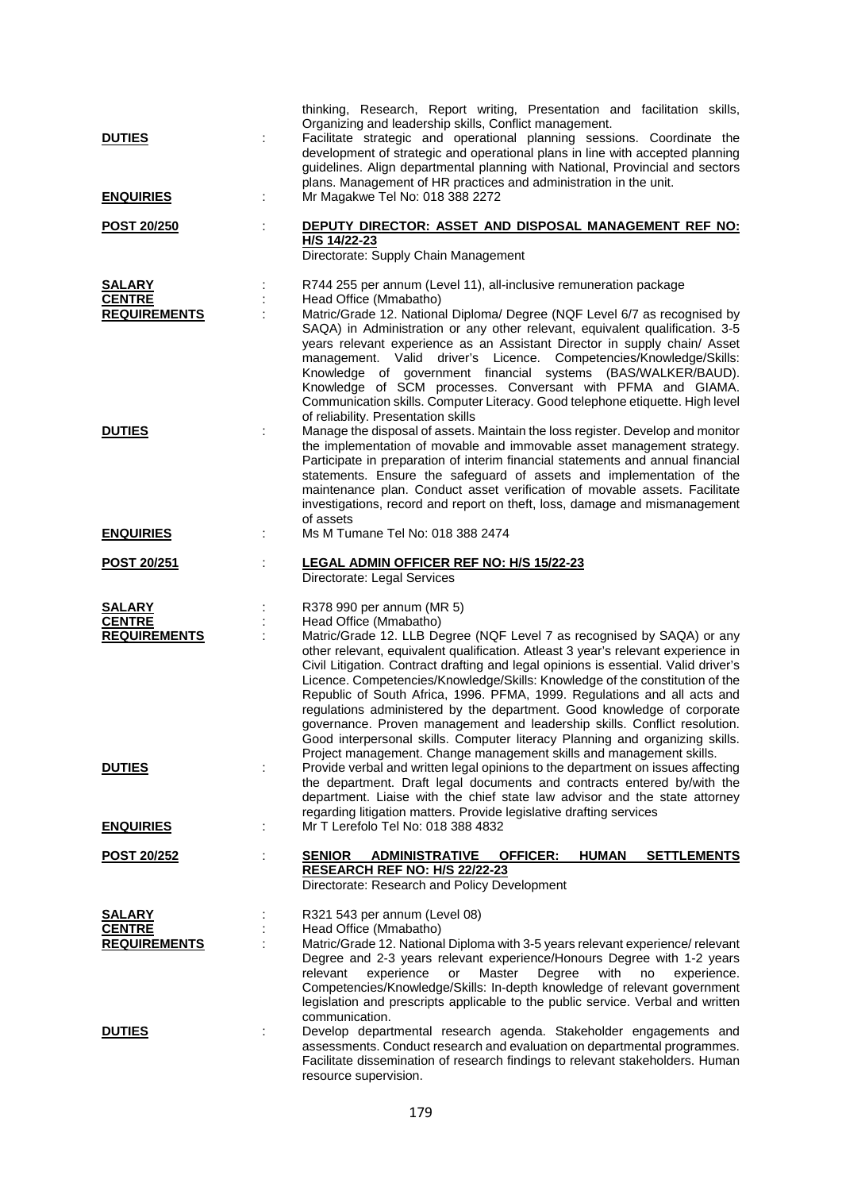thinking, Research, Report writing, Presentation and facilitation skills, Organizing and leadership skills, Conflict management.

**DUTIES** : Facilitate strategic and operational planning sessions. Coordinate the development of strategic and operational plans in line with accepted planning guidelines. Align departmental planning with National, Provincial and sectors plans. Management of HR practices and administration in the unit.

**ENQUIRIES** : Mr Magakwe Tel No: 018 388 2272

**POST 20/250** : **DEPUTY DIRECTOR: ASSET AND DISPOSAL MANAGEMENT REF NO: H/S 14/22-23**
Directorate: Supply Chain Management

**SALARY** : R744 255 per annum (Level 11), all-inclusive remuneration package

**CENTRE** : Head Office (Mmabatho)

**REQUIREMENTS** : Matric/Grade 12. National Diploma/ Degree (NQF Level 6/7 as recognised by SAQA) in Administration or any other relevant, equivalent qualification. 3-5 years relevant experience as an Assistant Director in supply chain/ Asset management. Valid driver's Licence. Competencies/Knowledge/Skills: Knowledge of government financial systems (BAS/WALKER/BAUD). Knowledge of SCM processes. Conversant with PFMA and GIAMA. Communication skills. Computer Literacy. Good telephone etiquette. High level of reliability. Presentation skills

**DUTIES** : Manage the disposal of assets. Maintain the loss register. Develop and monitor the implementation of movable and immovable asset management strategy. Participate in preparation of interim financial statements and annual financial statements. Ensure the safeguard of assets and implementation of the maintenance plan. Conduct asset verification of movable assets. Facilitate investigations, record and report on theft, loss, damage and mismanagement of assets

**ENQUIRIES** : Ms M Tumane Tel No: 018 388 2474

**POST 20/251** : **LEGAL ADMIN OFFICER REF NO: H/S 15/22-23**
Directorate: Legal Services

**SALARY** : R378 990 per annum (MR 5)

**CENTRE** : Head Office (Mmabatho)

**REQUIREMENTS** : Matric/Grade 12. LLB Degree (NQF Level 7 as recognised by SAQA) or any other relevant, equivalent qualification. Atleast 3 year's relevant experience in Civil Litigation. Contract drafting and legal opinions is essential. Valid driver's Licence. Competencies/Knowledge/Skills: Knowledge of the constitution of the Republic of South Africa, 1996. PFMA, 1999. Regulations and all acts and regulations administered by the department. Good knowledge of corporate governance. Proven management and leadership skills. Conflict resolution. Good interpersonal skills. Computer literacy Planning and organizing skills. Project management. Change management skills and management skills.

**DUTIES** : Provide verbal and written legal opinions to the department on issues affecting the department. Draft legal documents and contracts entered by/with the department. Liaise with the chief state law advisor and the state attorney regarding litigation matters. Provide legislative drafting services

**ENQUIRIES** : Mr T Lerefolo Tel No: 018 388 4832

**POST 20/252** : **SENIOR ADMINISTRATIVE OFFICER: HUMAN SETTLEMENTS RESEARCH REF NO: H/S 22/22-23**
Directorate: Research and Policy Development

**SALARY** : R321 543 per annum (Level 08)

**CENTRE** : Head Office (Mmabatho)

**REQUIREMENTS** : Matric/Grade 12. National Diploma with 3-5 years relevant experience/ relevant Degree and 2-3 years relevant experience/Honours Degree with 1-2 years relevant experience or Master Degree with no experience. Competencies/Knowledge/Skills: In-depth knowledge of relevant government legislation and prescripts applicable to the public service. Verbal and written communication.

**DUTIES** : Develop departmental research agenda. Stakeholder engagements and assessments. Conduct research and evaluation on departmental programmes. Facilitate dissemination of research findings to relevant stakeholders. Human resource supervision.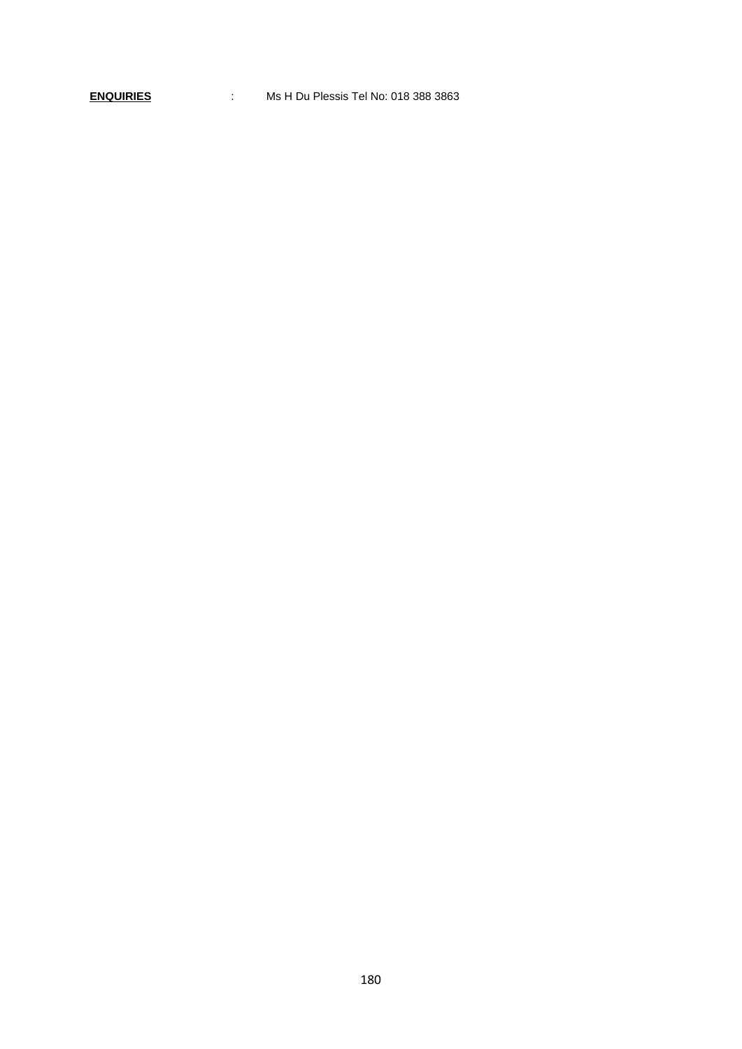**<u>ENQUIRIES</u>** : Ms H Du Plessis Tel No: 018 388 3863